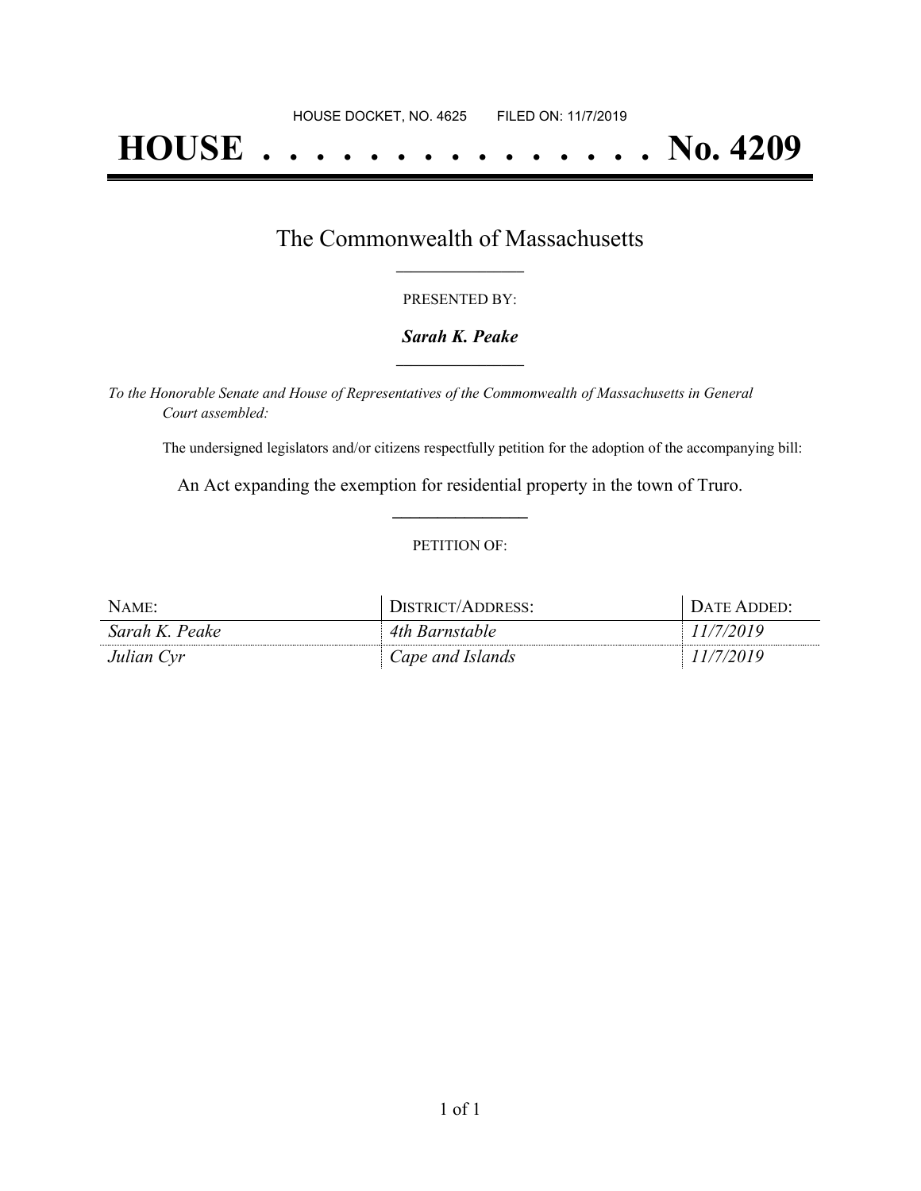HOUSE DOCKET, NO. 4625 FILED ON: 11/7/2019

# HOUSE . . . . . . . . . . . . . . . No. 4209

## The Commonwealth of Massachusetts

PRESENTED BY:

***Sarah K. Peake***

*To the Honorable Senate and House of Representatives of the Commonwealth of Massachusetts in General Court assembled:*

The undersigned legislators and/or citizens respectfully petition for the adoption of the accompanying bill:

An Act expanding the exemption for residential property in the town of Truro.

PETITION OF:

| NAME: | DISTRICT/ADDRESS: | DATE ADDED: |
| --- | --- | --- |
| *Sarah K. Peake* | *4th Barnstable* | *11/7/2019* |
| *Julian Cyr* | *Cape and Islands* | *11/7/2019* |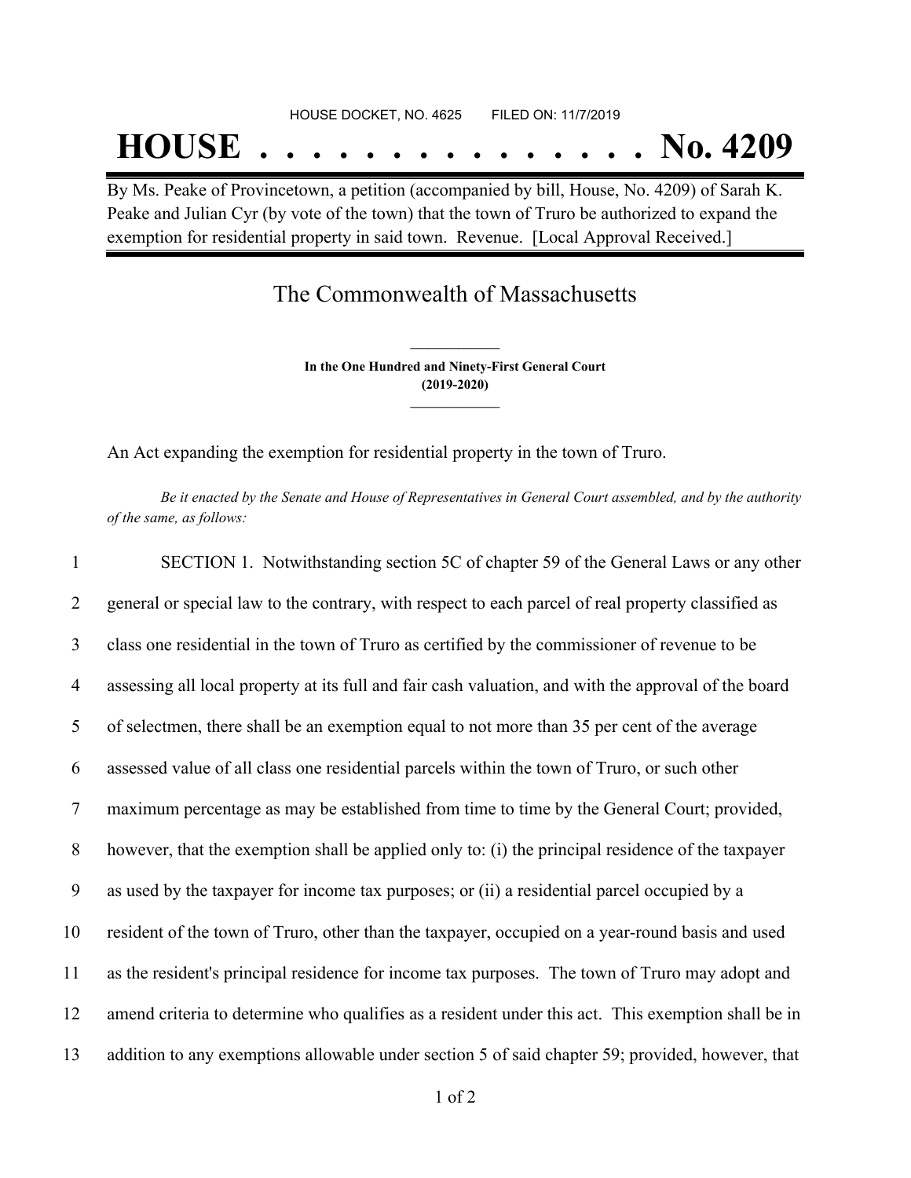HOUSE DOCKET, NO. 4625 FILED ON: 11/7/2019

# HOUSE . . . . . . . . . . . . . . . No. 4209

By Ms. Peake of Provincetown, a petition (accompanied by bill, House, No. 4209) of Sarah K. Peake and Julian Cyr (by vote of the town) that the town of Truro be authorized to expand the exemption for residential property in said town. Revenue. [Local Approval Received.]

## The Commonwealth of Massachusetts

**In the One Hundred and Ninety-First General Court**
**(2019-2020)**

An Act expanding the exemption for residential property in the town of Truro.

*Be it enacted by the Senate and House of Representatives in General Court assembled, and by the authority of the same, as follows:*

1 SECTION 1. Notwithstanding section 5C of chapter 59 of the General Laws or any other
2 general or special law to the contrary, with respect to each parcel of real property classified as
3 class one residential in the town of Truro as certified by the commissioner of revenue to be
4 assessing all local property at its full and fair cash valuation, and with the approval of the board
5 of selectmen, there shall be an exemption equal to not more than 35 per cent of the average
6 assessed value of all class one residential parcels within the town of Truro, or such other
7 maximum percentage as may be established from time to time by the General Court; provided,
8 however, that the exemption shall be applied only to: (i) the principal residence of the taxpayer
9 as used by the taxpayer for income tax purposes; or (ii) a residential parcel occupied by a
10 resident of the town of Truro, other than the taxpayer, occupied on a year-round basis and used
11 as the resident's principal residence for income tax purposes. The town of Truro may adopt and
12 amend criteria to determine who qualifies as a resident under this act. This exemption shall be in
13 addition to any exemptions allowable under section 5 of said chapter 59; provided, however, that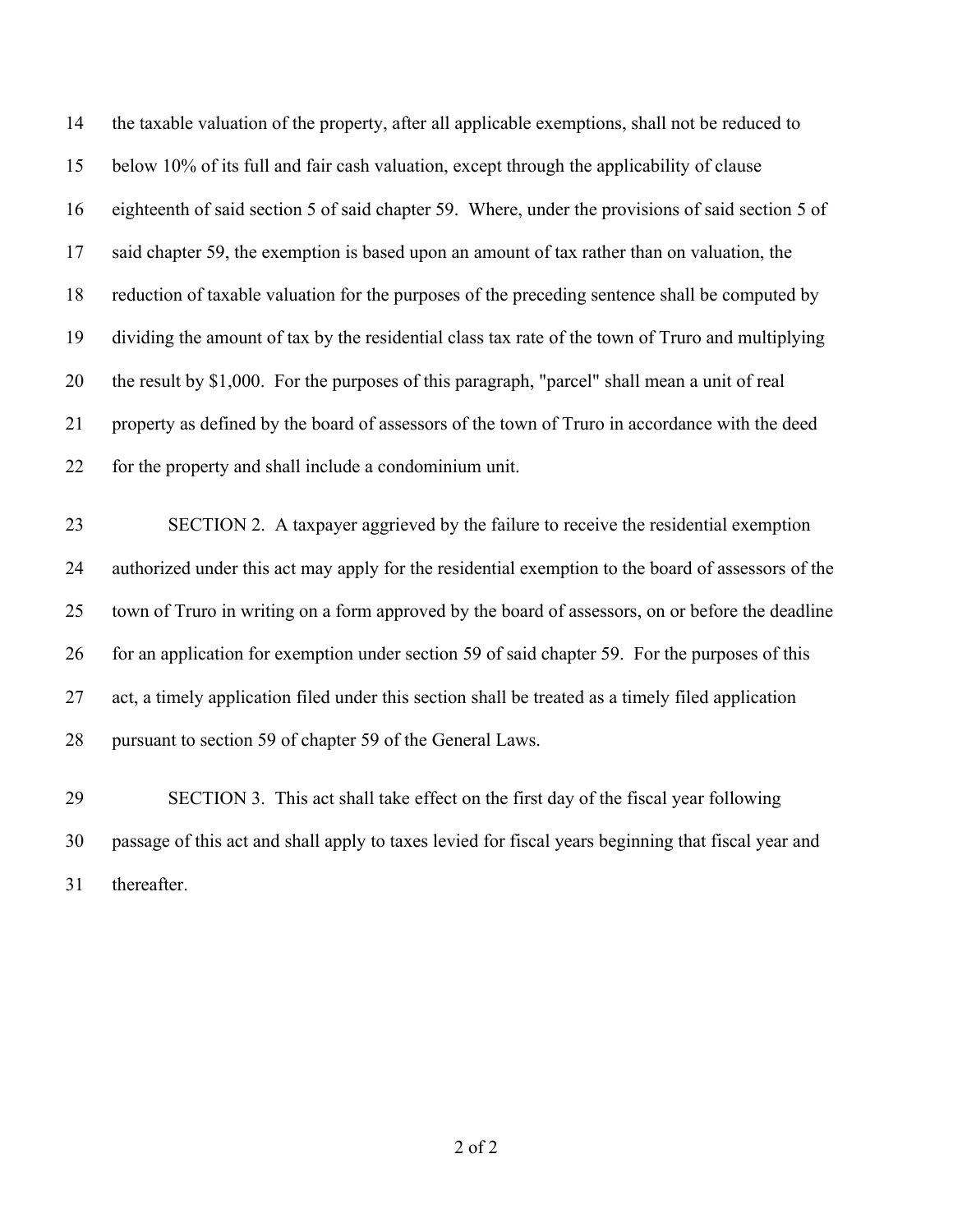the taxable valuation of the property, after all applicable exemptions, shall not be reduced to below 10% of its full and fair cash valuation, except through the applicability of clause eighteenth of said section 5 of said chapter 59. Where, under the provisions of said section 5 of said chapter 59, the exemption is based upon an amount of tax rather than on valuation, the reduction of taxable valuation for the purposes of the preceding sentence shall be computed by dividing the amount of tax by the residential class tax rate of the town of Truro and multiplying the result by $1,000. For the purposes of this paragraph, "parcel" shall mean a unit of real property as defined by the board of assessors of the town of Truro in accordance with the deed for the property and shall include a condominium unit.

SECTION 2. A taxpayer aggrieved by the failure to receive the residential exemption authorized under this act may apply for the residential exemption to the board of assessors of the town of Truro in writing on a form approved by the board of assessors, on or before the deadline for an application for exemption under section 59 of said chapter 59. For the purposes of this act, a timely application filed under this section shall be treated as a timely filed application pursuant to section 59 of chapter 59 of the General Laws.

SECTION 3. This act shall take effect on the first day of the fiscal year following passage of this act and shall apply to taxes levied for fiscal years beginning that fiscal year and thereafter.